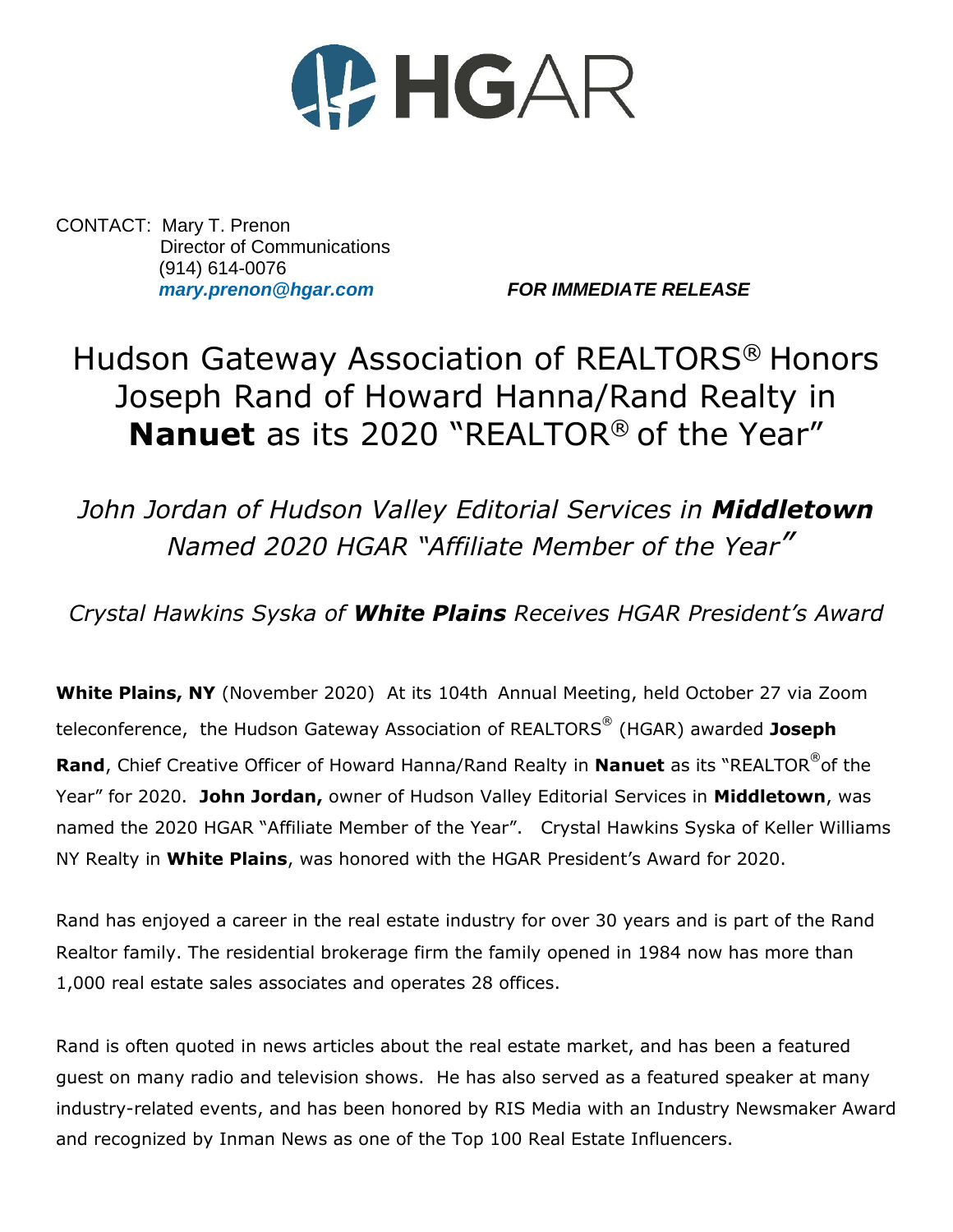HGAR

CONTACT: Mary T. Prenon
Director of Communications
(914) 614-0076
***mary.prenon@hgar.com***

***FOR IMMEDIATE RELEASE***

# Hudson Gateway Association of REALTORS® Honors Joseph Rand of Howard Hanna/Rand Realty in **Nanuet** as its 2020 "REALTOR® of the Year"

## *John Jordan of Hudson Valley Editorial Services in **Middletown** Named 2020 HGAR "Affiliate Member of the Year"*

### *Crystal Hawkins Syska of **White Plains** Receives HGAR President's Award*

**White Plains, NY** (November 2020) At its 104th Annual Meeting, held October 27 via Zoom teleconference, the Hudson Gateway Association of REALTORS® (HGAR) awarded **Joseph Rand**, Chief Creative Officer of Howard Hanna/Rand Realty in **Nanuet** as its "REALTOR® of the Year" for 2020. **John Jordan,** owner of Hudson Valley Editorial Services in **Middletown**, was named the 2020 HGAR "Affiliate Member of the Year". Crystal Hawkins Syska of Keller Williams NY Realty in **White Plains**, was honored with the HGAR President's Award for 2020.

Rand has enjoyed a career in the real estate industry for over 30 years and is part of the Rand Realtor family. The residential brokerage firm the family opened in 1984 now has more than 1,000 real estate sales associates and operates 28 offices.

Rand is often quoted in news articles about the real estate market, and has been a featured guest on many radio and television shows. He has also served as a featured speaker at many industry-related events, and has been honored by RIS Media with an Industry Newsmaker Award and recognized by Inman News as one of the Top 100 Real Estate Influencers.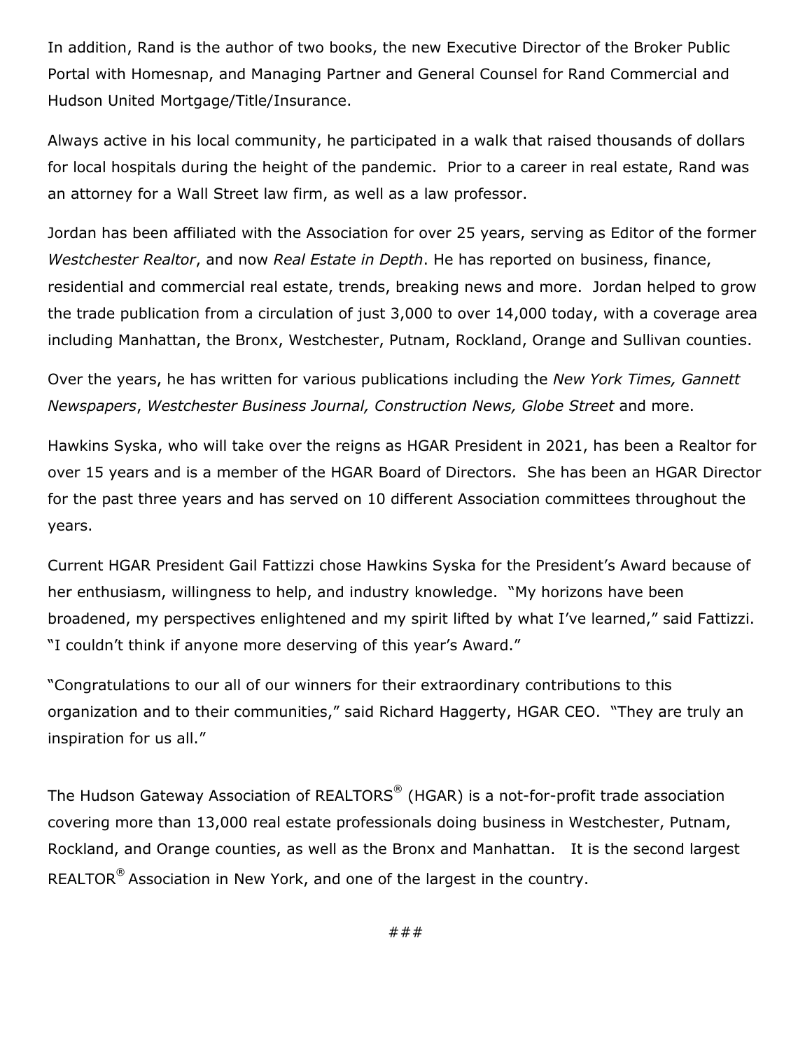In addition, Rand is the author of two books, the new Executive Director of the Broker Public Portal with Homesnap, and Managing Partner and General Counsel for Rand Commercial and Hudson United Mortgage/Title/Insurance.

Always active in his local community, he participated in a walk that raised thousands of dollars for local hospitals during the height of the pandemic. Prior to a career in real estate, Rand was an attorney for a Wall Street law firm, as well as a law professor.

Jordan has been affiliated with the Association for over 25 years, serving as Editor of the former *Westchester Realtor*, and now *Real Estate in Depth*. He has reported on business, finance, residential and commercial real estate, trends, breaking news and more. Jordan helped to grow the trade publication from a circulation of just 3,000 to over 14,000 today, with a coverage area including Manhattan, the Bronx, Westchester, Putnam, Rockland, Orange and Sullivan counties.

Over the years, he has written for various publications including the *New York Times, Gannett Newspapers*, *Westchester Business Journal, Construction News, Globe Street* and more.

Hawkins Syska, who will take over the reigns as HGAR President in 2021, has been a Realtor for over 15 years and is a member of the HGAR Board of Directors. She has been an HGAR Director for the past three years and has served on 10 different Association committees throughout the years.

Current HGAR President Gail Fattizzi chose Hawkins Syska for the President's Award because of her enthusiasm, willingness to help, and industry knowledge. "My horizons have been broadened, my perspectives enlightened and my spirit lifted by what I've learned," said Fattizzi. "I couldn't think if anyone more deserving of this year's Award."

"Congratulations to our all of our winners for their extraordinary contributions to this organization and to their communities," said Richard Haggerty, HGAR CEO. "They are truly an inspiration for us all."

The Hudson Gateway Association of REALTORS® (HGAR) is a not-for-profit trade association covering more than 13,000 real estate professionals doing business in Westchester, Putnam, Rockland, and Orange counties, as well as the Bronx and Manhattan. It is the second largest REALTOR® Association in New York, and one of the largest in the country.

###